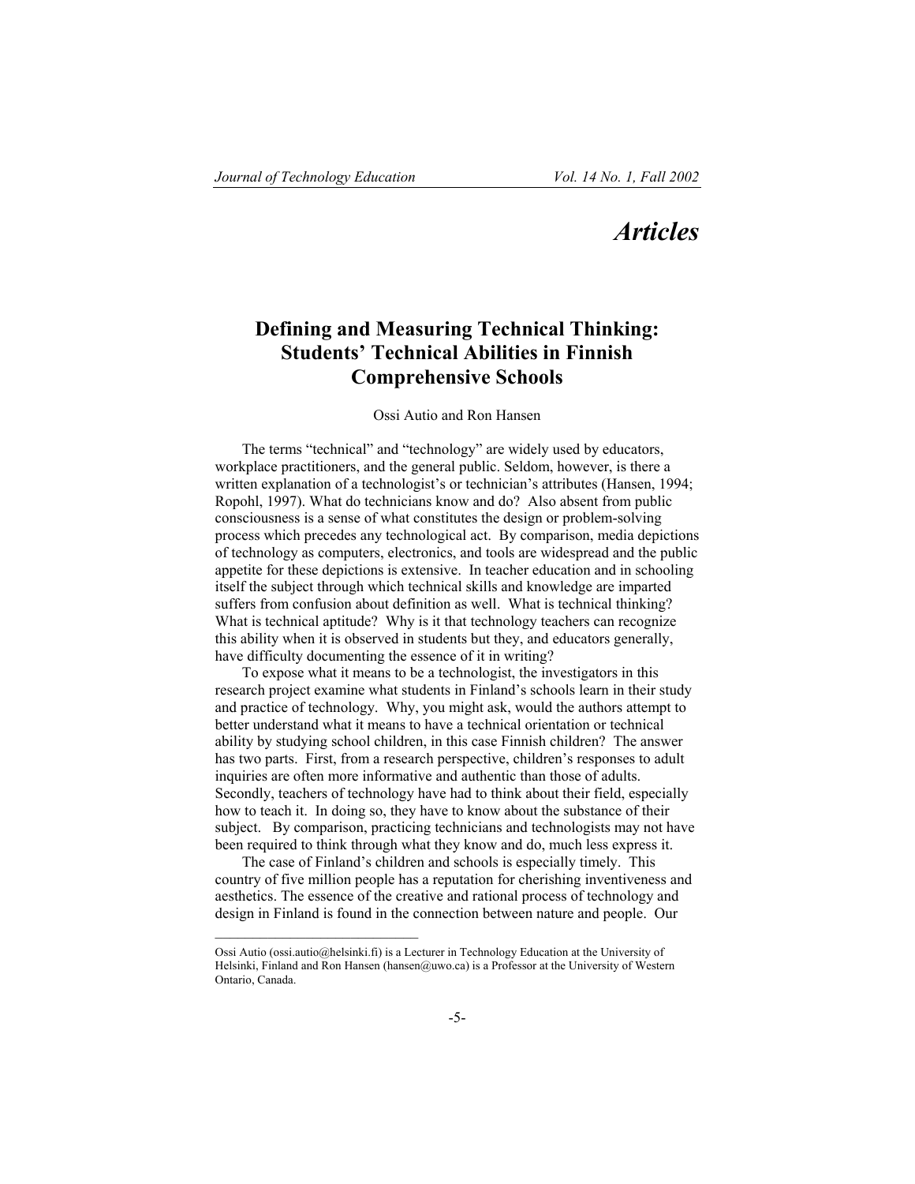## Articles

# Defining and Measuring Technical Thinking: Students' Technical Abilities in Finnish Comprehensive Schools

Ossi Autio and Ron Hansen

The terms "technical" and "technology" are widely used by educators, workplace practitioners, and the general public. Seldom, however, is there a written explanation of a technologist's or technician's attributes (Hansen, 1994; Ropohl, 1997). What do technicians know and do? Also absent from public consciousness is a sense of what constitutes the design or problem-solving process which precedes any technological act. By comparison, media depictions of technology as computers, electronics, and tools are widespread and the public appetite for these depictions is extensive. In teacher education and in schooling itself the subject through which technical skills and knowledge are imparted suffers from confusion about definition as well. What is technical thinking? What is technical aptitude? Why is it that technology teachers can recognize this ability when it is observed in students but they, and educators generally, have difficulty documenting the essence of it in writing?

To expose what it means to be a technologist, the investigators in this research project examine what students in Finland's schools learn in their study and practice of technology. Why, you might ask, would the authors attempt to better understand what it means to have a technical orientation or technical ability by studying school children, in this case Finnish children? The answer has two parts. First, from a research perspective, children's responses to adult inquiries are often more informative and authentic than those of adults. Secondly, teachers of technology have had to think about their field, especially how to teach it. In doing so, they have to know about the substance of their subject. By comparison, practicing technicians and technologists may not have been required to think through what they know and do, much less express it.

The case of Finland's children and schools is especially timely. This country of five million people has a reputation for cherishing inventiveness and aesthetics. The essence of the creative and rational process of technology and design in Finland is found in the connection between nature and people. Our

---

Ossi Autio (ossi.autio@helsinki.fi) is a Lecturer in Technology Education at the University of Helsinki, Finland and Ron Hansen (hansen@uwo.ca) is a Professor at the University of Western Ontario, Canada.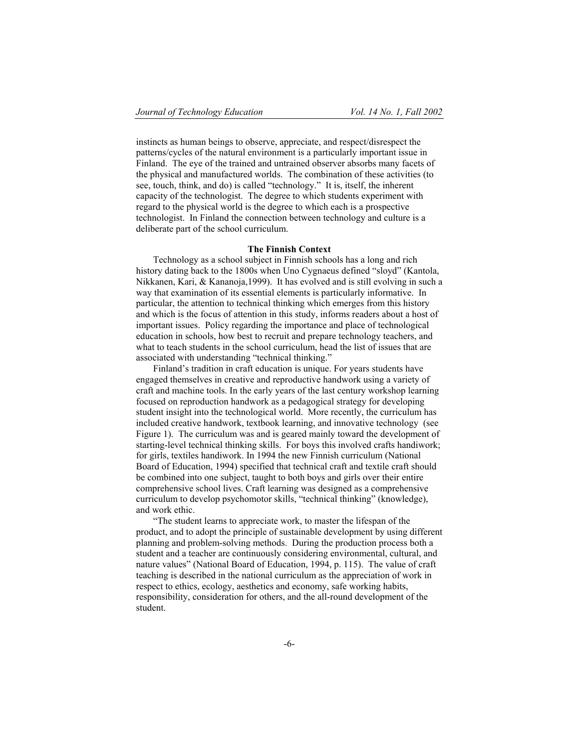instincts as human beings to observe, appreciate, and respect/disrespect the patterns/cycles of the natural environment is a particularly important issue in Finland. The eye of the trained and untrained observer absorbs many facets of the physical and manufactured worlds. The combination of these activities (to see, touch, think, and do) is called "technology." It is, itself, the inherent capacity of the technologist. The degree to which students experiment with regard to the physical world is the degree to which each is a prospective technologist. In Finland the connection between technology and culture is a deliberate part of the school curriculum.

## The Finnish Context

Technology as a school subject in Finnish schools has a long and rich history dating back to the 1800s when Uno Cygnaeus defined "sloyd" (Kantola, Nikkanen, Kari, & Kananoja,1999). It has evolved and is still evolving in such a way that examination of its essential elements is particularly informative. In particular, the attention to technical thinking which emerges from this history and which is the focus of attention in this study, informs readers about a host of important issues. Policy regarding the importance and place of technological education in schools, how best to recruit and prepare technology teachers, and what to teach students in the school curriculum, head the list of issues that are associated with understanding "technical thinking."

Finland's tradition in craft education is unique. For years students have engaged themselves in creative and reproductive handwork using a variety of craft and machine tools. In the early years of the last century workshop learning focused on reproduction handwork as a pedagogical strategy for developing student insight into the technological world. More recently, the curriculum has included creative handwork, textbook learning, and innovative technology (see Figure 1). The curriculum was and is geared mainly toward the development of starting-level technical thinking skills. For boys this involved crafts handiwork; for girls, textiles handiwork. In 1994 the new Finnish curriculum (National Board of Education, 1994) specified that technical craft and textile craft should be combined into one subject, taught to both boys and girls over their entire comprehensive school lives. Craft learning was designed as a comprehensive curriculum to develop psychomotor skills, "technical thinking" (knowledge), and work ethic.

"The student learns to appreciate work, to master the lifespan of the product, and to adopt the principle of sustainable development by using different planning and problem-solving methods. During the production process both a student and a teacher are continuously considering environmental, cultural, and nature values" (National Board of Education, 1994, p. 115). The value of craft teaching is described in the national curriculum as the appreciation of work in respect to ethics, ecology, aesthetics and economy, safe working habits, responsibility, consideration for others, and the all-round development of the student.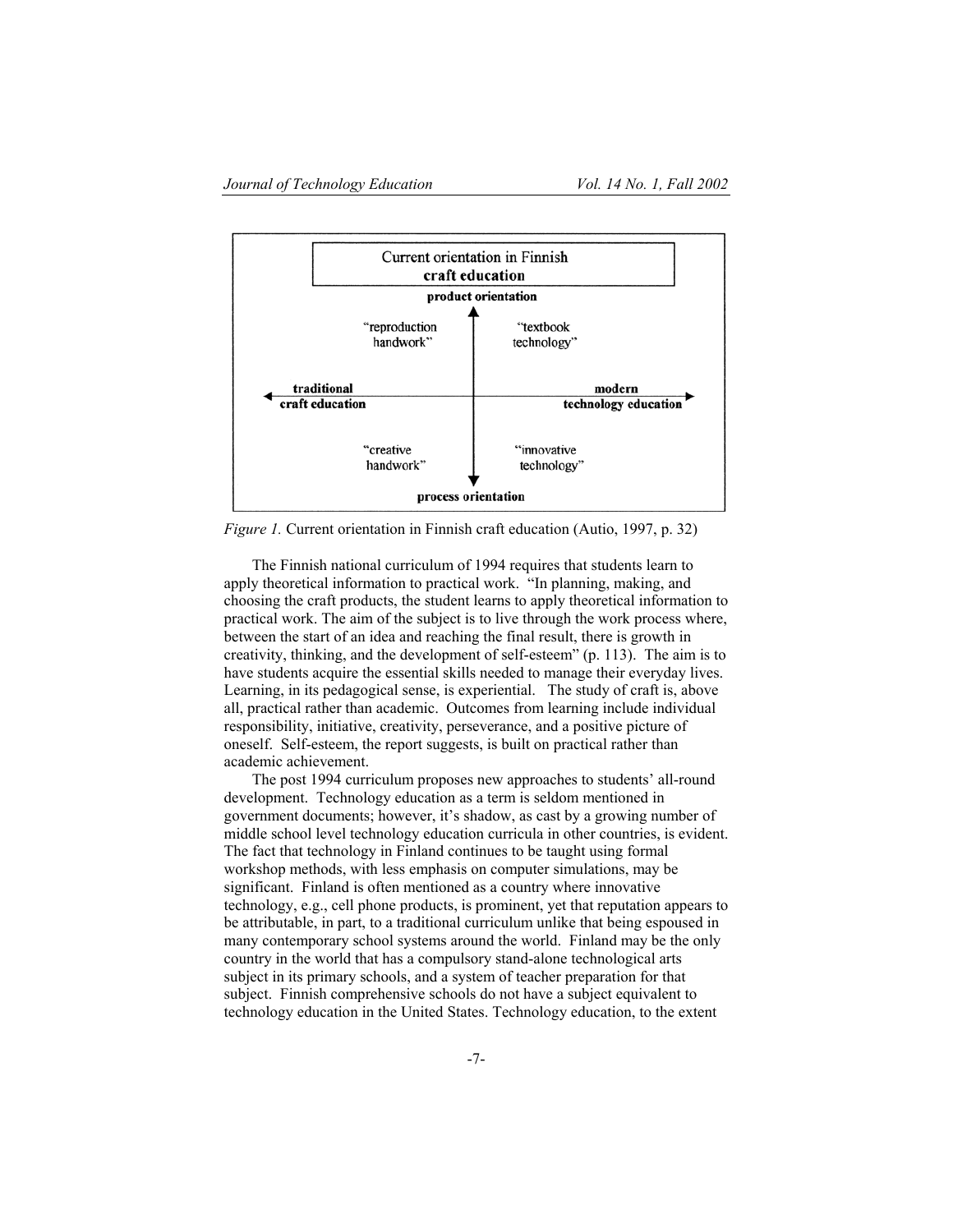**Current orientation in Finnish craft education**

product orientation

"reproduction handwork" | "textbook technology"

traditional craft education ⟷ modern technology education

"creative handwork" | "innovative technology"

process orientation

*Figure 1.* Current orientation in Finnish craft education (Autio, 1997, p. 32)

The Finnish national curriculum of 1994 requires that students learn to apply theoretical information to practical work. "In planning, making, and choosing the craft products, the student learns to apply theoretical information to practical work. The aim of the subject is to live through the work process where, between the start of an idea and reaching the final result, there is growth in creativity, thinking, and the development of self-esteem" (p. 113). The aim is to have students acquire the essential skills needed to manage their everyday lives. Learning, in its pedagogical sense, is experiential. The study of craft is, above all, practical rather than academic. Outcomes from learning include individual responsibility, initiative, creativity, perseverance, and a positive picture of oneself. Self-esteem, the report suggests, is built on practical rather than academic achievement.

The post 1994 curriculum proposes new approaches to students' all-round development. Technology education as a term is seldom mentioned in government documents; however, it's shadow, as cast by a growing number of middle school level technology education curricula in other countries, is evident. The fact that technology in Finland continues to be taught using formal workshop methods, with less emphasis on computer simulations, may be significant. Finland is often mentioned as a country where innovative technology, e.g., cell phone products, is prominent, yet that reputation appears to be attributable, in part, to a traditional curriculum unlike that being espoused in many contemporary school systems around the world. Finland may be the only country in the world that has a compulsory stand-alone technological arts subject in its primary schools, and a system of teacher preparation for that subject. Finnish comprehensive schools do not have a subject equivalent to technology education in the United States. Technology education, to the extent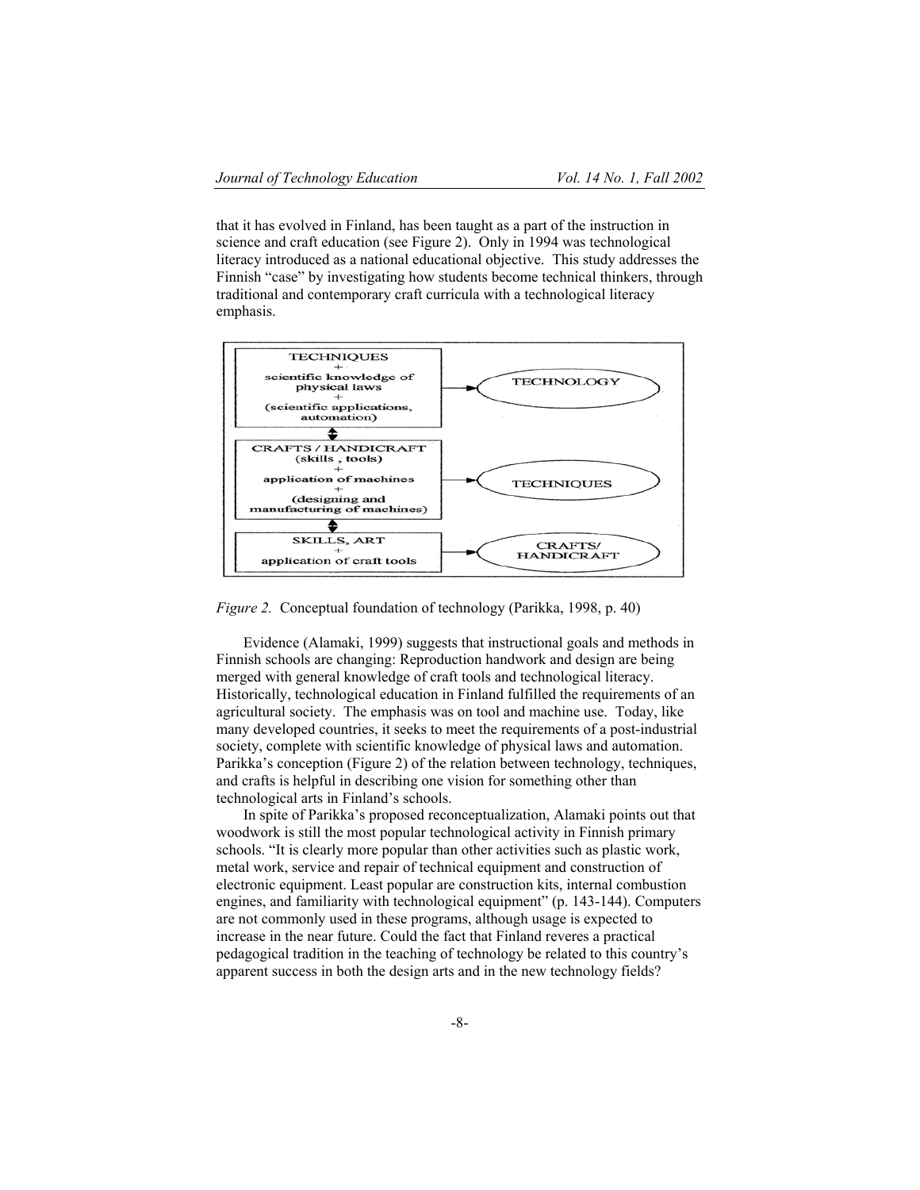that it has evolved in Finland, has been taught as a part of the instruction in science and craft education (see Figure 2). Only in 1994 was technological literacy introduced as a national educational objective. This study addresses the Finnish "case" by investigating how students become technical thinkers, through traditional and contemporary craft curricula with a technological literacy emphasis.

| | |
|---|---|
| TECHNIQUES + scientific knowledge of physical laws + (scientific applications, automation) | → TECHNOLOGY |
| ⇕ | |
| CRAFTS / HANDICRAFT (skills, tools) + application of machines + (designing and manufacturing of machines) | → TECHNIQUES |
| ⇕ | |
| SKILLS, ART + application of craft tools | → CRAFTS/ HANDICRAFT |

*Figure 2.* Conceptual foundation of technology (Parikka, 1998, p. 40)

Evidence (Alamaki, 1999) suggests that instructional goals and methods in Finnish schools are changing: Reproduction handwork and design are being merged with general knowledge of craft tools and technological literacy. Historically, technological education in Finland fulfilled the requirements of an agricultural society. The emphasis was on tool and machine use. Today, like many developed countries, it seeks to meet the requirements of a post-industrial society, complete with scientific knowledge of physical laws and automation. Parikka's conception (Figure 2) of the relation between technology, techniques, and crafts is helpful in describing one vision for something other than technological arts in Finland's schools.

In spite of Parikka's proposed reconceptualization, Alamaki points out that woodwork is still the most popular technological activity in Finnish primary schools. "It is clearly more popular than other activities such as plastic work, metal work, service and repair of technical equipment and construction of electronic equipment. Least popular are construction kits, internal combustion engines, and familiarity with technological equipment" (p. 143-144). Computers are not commonly used in these programs, although usage is expected to increase in the near future. Could the fact that Finland reveres a practical pedagogical tradition in the teaching of technology be related to this country's apparent success in both the design arts and in the new technology fields?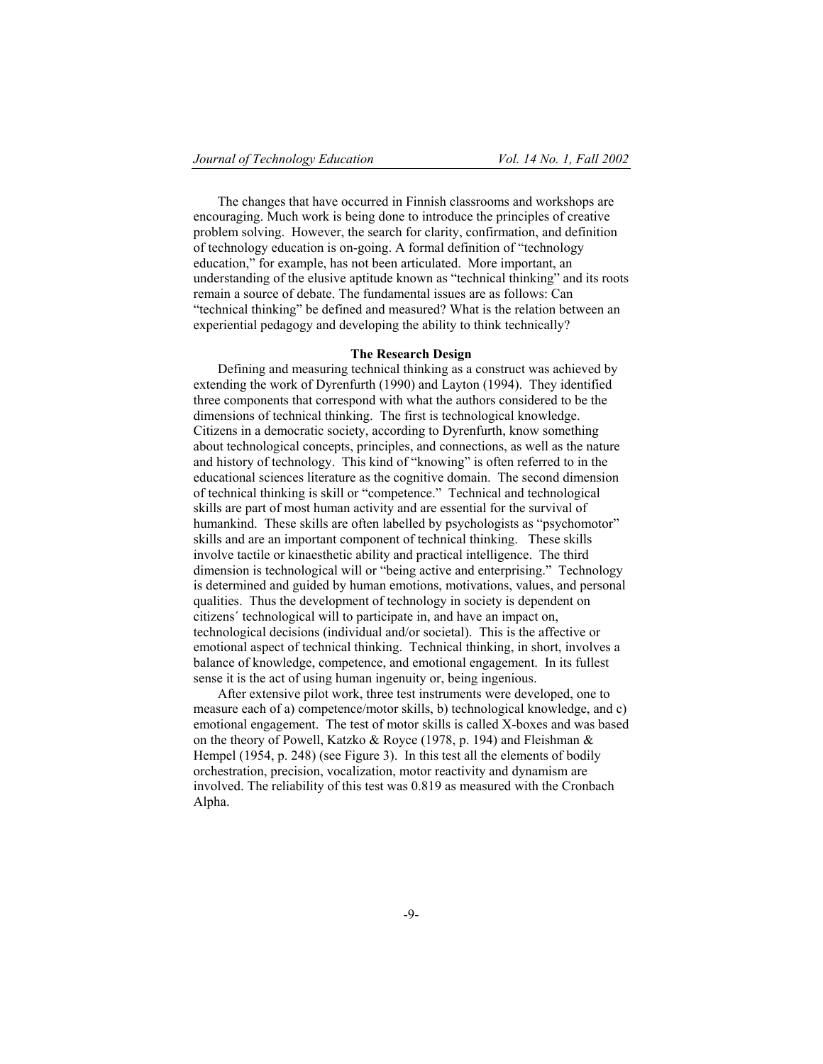The changes that have occurred in Finnish classrooms and workshops are encouraging. Much work is being done to introduce the principles of creative problem solving. However, the search for clarity, confirmation, and definition of technology education is on-going. A formal definition of "technology education," for example, has not been articulated. More important, an understanding of the elusive aptitude known as "technical thinking" and its roots remain a source of debate. The fundamental issues are as follows: Can "technical thinking" be defined and measured? What is the relation between an experiential pedagogy and developing the ability to think technically?

## The Research Design

Defining and measuring technical thinking as a construct was achieved by extending the work of Dyrenfurth (1990) and Layton (1994). They identified three components that correspond with what the authors considered to be the dimensions of technical thinking. The first is technological knowledge. Citizens in a democratic society, according to Dyrenfurth, know something about technological concepts, principles, and connections, as well as the nature and history of technology. This kind of "knowing" is often referred to in the educational sciences literature as the cognitive domain. The second dimension of technical thinking is skill or "competence." Technical and technological skills are part of most human activity and are essential for the survival of humankind. These skills are often labelled by psychologists as "psychomotor" skills and are an important component of technical thinking. These skills involve tactile or kinaesthetic ability and practical intelligence. The third dimension is technological will or "being active and enterprising." Technology is determined and guided by human emotions, motivations, values, and personal qualities. Thus the development of technology in society is dependent on citizens´ technological will to participate in, and have an impact on, technological decisions (individual and/or societal). This is the affective or emotional aspect of technical thinking. Technical thinking, in short, involves a balance of knowledge, competence, and emotional engagement. In its fullest sense it is the act of using human ingenuity or, being ingenious.

After extensive pilot work, three test instruments were developed, one to measure each of a) competence/motor skills, b) technological knowledge, and c) emotional engagement. The test of motor skills is called X-boxes and was based on the theory of Powell, Katzko & Royce (1978, p. 194) and Fleishman & Hempel (1954, p. 248) (see Figure 3). In this test all the elements of bodily orchestration, precision, vocalization, motor reactivity and dynamism are involved. The reliability of this test was 0.819 as measured with the Cronbach Alpha.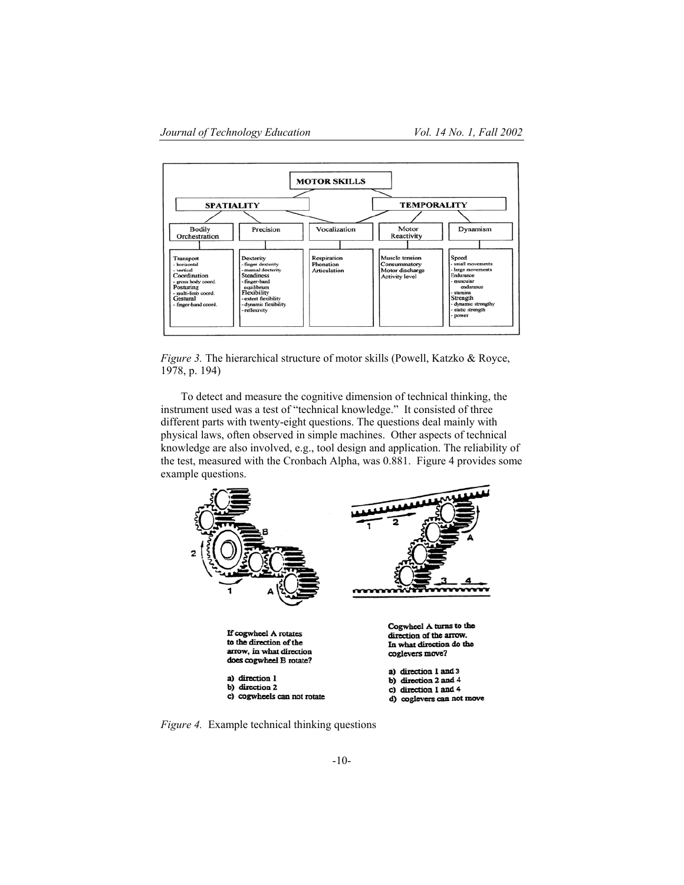MOTOR SKILLS

SPATIALITY | TEMPORALITY

| Bodily Orchestration | Precision | Vocalization | Motor Reactivity | Dynamism |
|---|---|---|---|---|
| Transport - horizontal - vertical Coordination - gross body coord. Posturing - multi-limb coord. Gestural - finger-hand coord. | Dexterity - finger dexterity - manual dexterity Steadiness - finger-hand equilibrium Flexibility - extent flexibility - dynamic flexibility - reflexivity | Respiration Phonation Articulation | Muscle tension Consummatory Motor discharge Activity level | Speed - small movements - large movements Endurance - muscular endurance - stamina Strength - dynamic strengthy - static strength - power |

*Figure 3.* The hierarchical structure of motor skills (Powell, Katzko & Royce, 1978, p. 194)

To detect and measure the cognitive dimension of technical thinking, the instrument used was a test of "technical knowledge." It consisted of three different parts with twenty-eight questions. The questions deal mainly with physical laws, often observed in simple machines. Other aspects of technical knowledge are also involved, e.g., tool design and application. The reliability of the test, measured with the Cronbach Alpha, was 0.881. Figure 4 provides some example questions.

If cogwheel A rotates to the direction of the arrow, in what direction does cogwheel B rotate?

a) direction 1
b) direction 2
c) cogwheels can not rotate

Cogwheel A turns to the direction of the arrow. In what direction do the coglevers move?

a) direction 1 and 3
b) direction 2 and 4
c) direction 1 and 4
d) coglevers can not move

*Figure 4.* Example technical thinking questions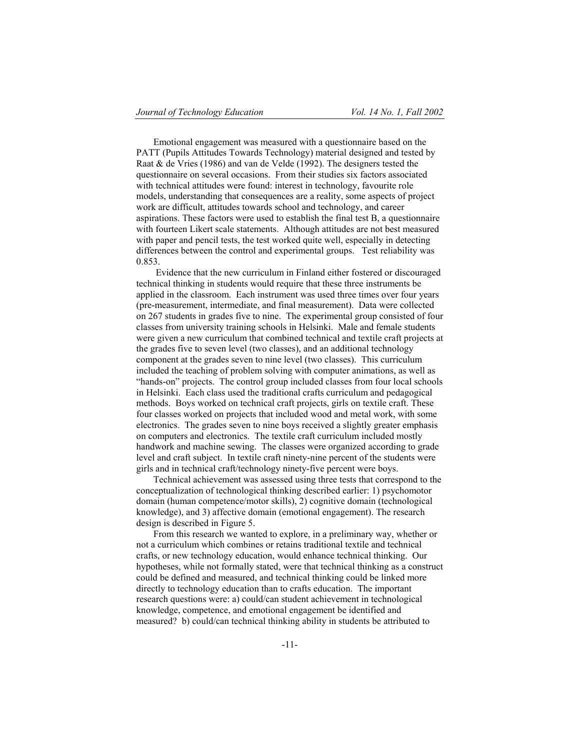Emotional engagement was measured with a questionnaire based on the PATT (Pupils Attitudes Towards Technology) material designed and tested by Raat & de Vries (1986) and van de Velde (1992). The designers tested the questionnaire on several occasions. From their studies six factors associated with technical attitudes were found: interest in technology, favourite role models, understanding that consequences are a reality, some aspects of project work are difficult, attitudes towards school and technology, and career aspirations. These factors were used to establish the final test B, a questionnaire with fourteen Likert scale statements. Although attitudes are not best measured with paper and pencil tests, the test worked quite well, especially in detecting differences between the control and experimental groups. Test reliability was 0.853.

Evidence that the new curriculum in Finland either fostered or discouraged technical thinking in students would require that these three instruments be applied in the classroom. Each instrument was used three times over four years (pre-measurement, intermediate, and final measurement). Data were collected on 267 students in grades five to nine. The experimental group consisted of four classes from university training schools in Helsinki. Male and female students were given a new curriculum that combined technical and textile craft projects at the grades five to seven level (two classes), and an additional technology component at the grades seven to nine level (two classes). This curriculum included the teaching of problem solving with computer animations, as well as "hands-on" projects. The control group included classes from four local schools in Helsinki. Each class used the traditional crafts curriculum and pedagogical methods. Boys worked on technical craft projects, girls on textile craft. These four classes worked on projects that included wood and metal work, with some electronics. The grades seven to nine boys received a slightly greater emphasis on computers and electronics. The textile craft curriculum included mostly handwork and machine sewing. The classes were organized according to grade level and craft subject. In textile craft ninety-nine percent of the students were girls and in technical craft/technology ninety-five percent were boys.

Technical achievement was assessed using three tests that correspond to the conceptualization of technological thinking described earlier: 1) psychomotor domain (human competence/motor skills), 2) cognitive domain (technological knowledge), and 3) affective domain (emotional engagement). The research design is described in Figure 5.

From this research we wanted to explore, in a preliminary way, whether or not a curriculum which combines or retains traditional textile and technical crafts, or new technology education, would enhance technical thinking. Our hypotheses, while not formally stated, were that technical thinking as a construct could be defined and measured, and technical thinking could be linked more directly to technology education than to crafts education. The important research questions were: a) could/can student achievement in technological knowledge, competence, and emotional engagement be identified and measured? b) could/can technical thinking ability in students be attributed to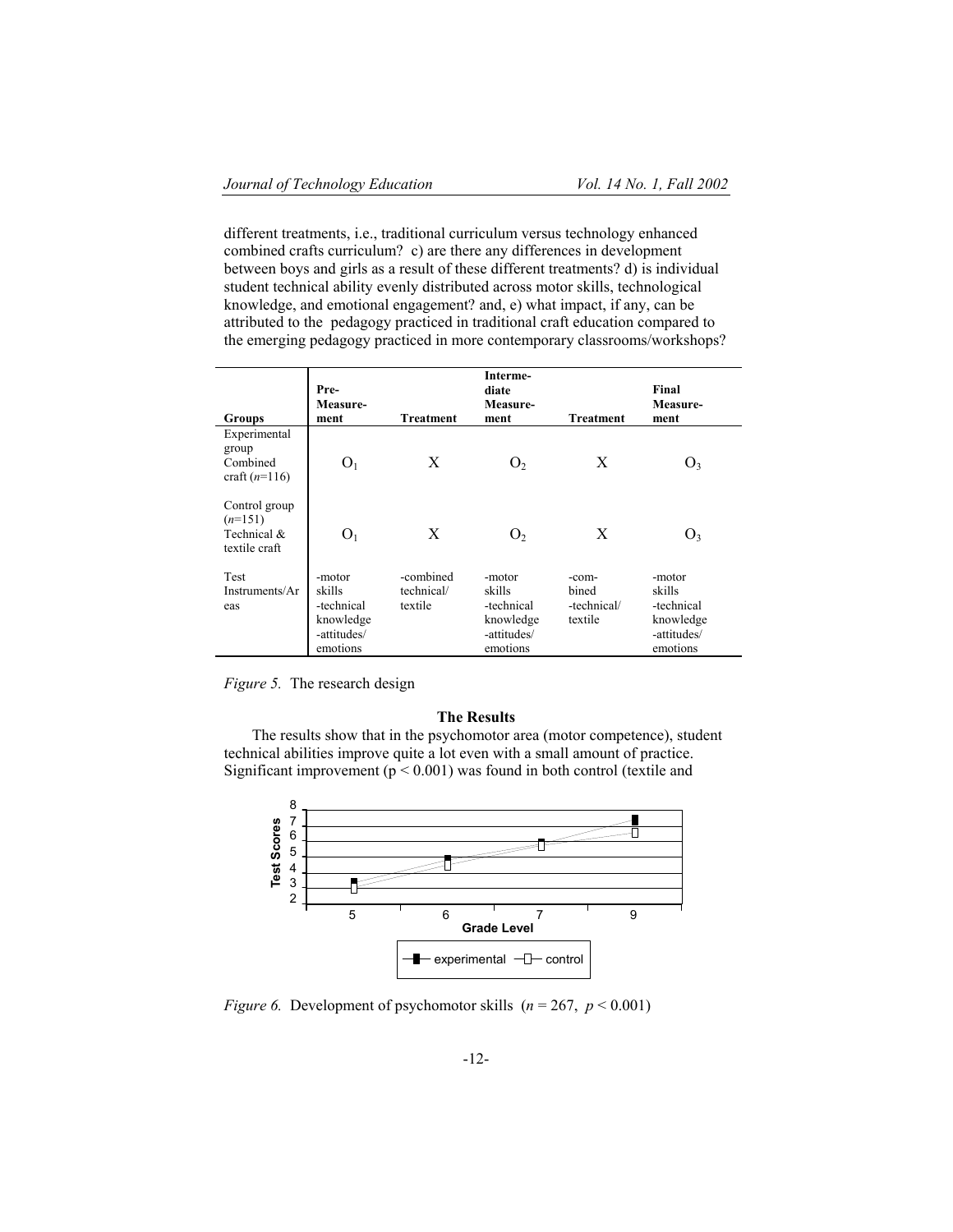different treatments, i.e., traditional curriculum versus technology enhanced combined crafts curriculum? c) are there any differences in development between boys and girls as a result of these different treatments? d) is individual student technical ability evenly distributed across motor skills, technological knowledge, and emotional engagement? and, e) what impact, if any, can be attributed to the pedagogy practiced in traditional craft education compared to the emerging pedagogy practiced in more contemporary classrooms/workshops?

| Groups | Pre-Measurement | Treatment | Intermediate Measurement | Treatment | Final Measurement |
|---|---|---|---|---|---|
| Experimental group Combined craft (*n*=116) | $O_1$ | X | $O_2$ | X | $O_3$ |
| Control group (*n*=151) Technical & textile craft | $O_1$ | X | $O_2$ | X | $O_3$ |
| Test Instruments/Areas | -motor skills -technical knowledge -attitudes/ emotions | -combined technical/ textile | -motor skills -technical knowledge -attitudes/ emotions | -combined -technical/ textile | -motor skills -technical knowledge -attitudes/ emotions |

*Figure 5.* The research design

### The Results

The results show that in the psychomotor area (motor competence), student technical abilities improve quite a lot even with a small amount of practice. Significant improvement ($p < 0.001$) was found in both control (textile and

*Figure 6.* Development of psychomotor skills ($n = 267$, $p < 0.001$)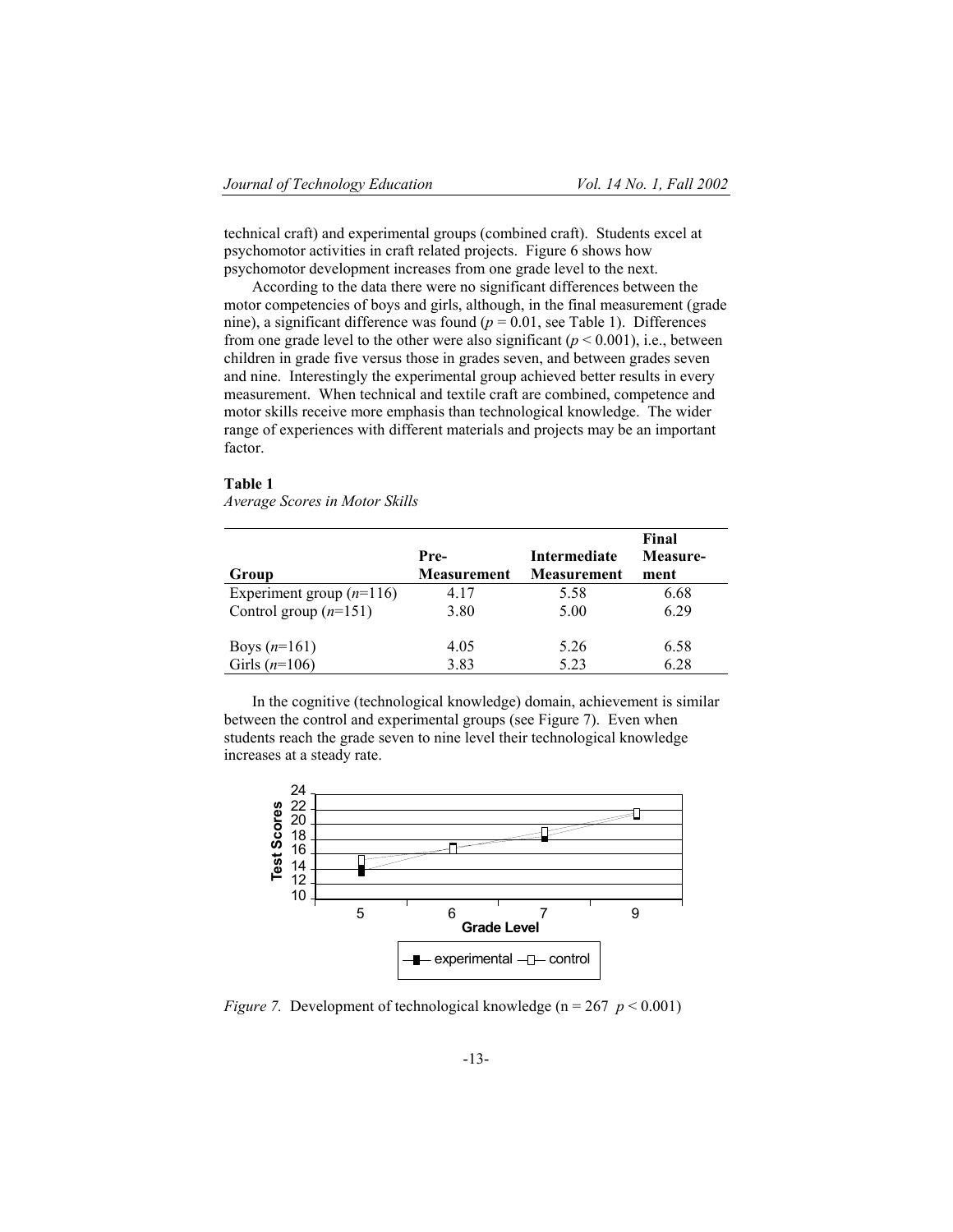technical craft) and experimental groups (combined craft). Students excel at psychomotor activities in craft related projects. Figure 6 shows how psychomotor development increases from one grade level to the next.

According to the data there were no significant differences between the motor competencies of boys and girls, although, in the final measurement (grade nine), a significant difference was found ($p = 0.01$, see Table 1). Differences from one grade level to the other were also significant ($p < 0.001$), i.e., between children in grade five versus those in grades seven, and between grades seven and nine. Interestingly the experimental group achieved better results in every measurement. When technical and textile craft are combined, competence and motor skills receive more emphasis than technological knowledge. The wider range of experiences with different materials and projects may be an important factor.

**Table 1**

*Average Scores in Motor Skills*

| Group | Pre-Measurement | Intermediate Measurement | Final Measurement |
|---|---|---|---|
| Experiment group (*n*=116) | 4.17 | 5.58 | 6.68 |
| Control group (*n*=151) | 3.80 | 5.00 | 6.29 |
| | | | |
| Boys (*n*=161) | 4.05 | 5.26 | 6.58 |
| Girls (*n*=106) | 3.83 | 5.23 | 6.28 |

In the cognitive (technological knowledge) domain, achievement is similar between the control and experimental groups (see Figure 7). Even when students reach the grade seven to nine level their technological knowledge increases at a steady rate.

*Figure 7.* Development of technological knowledge ($n = 267$ $p < 0.001$)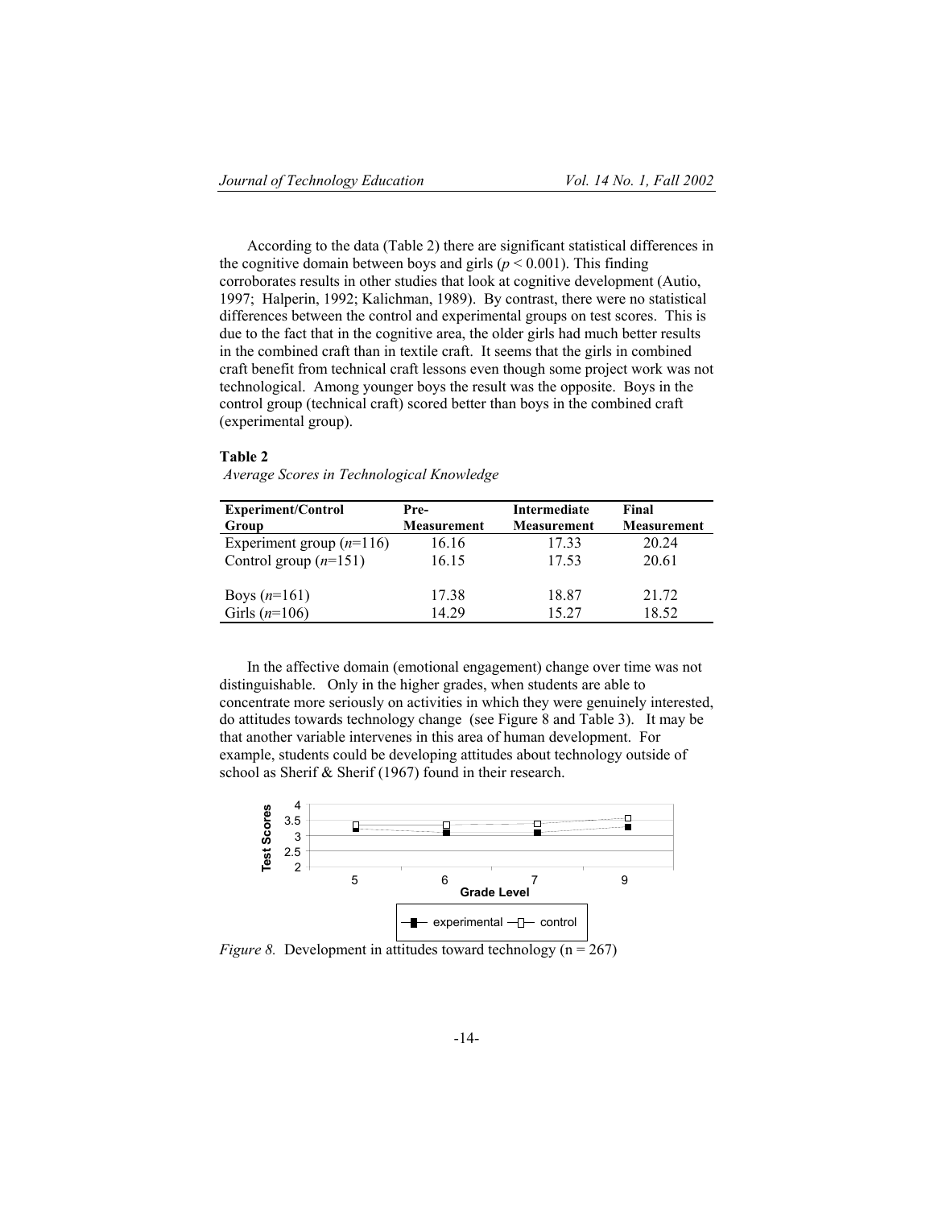According to the data (Table 2) there are significant statistical differences in the cognitive domain between boys and girls ($p < 0.001$). This finding corroborates results in other studies that look at cognitive development (Autio, 1997; Halperin, 1992; Kalichman, 1989). By contrast, there were no statistical differences between the control and experimental groups on test scores. This is due to the fact that in the cognitive area, the older girls had much better results in the combined craft than in textile craft. It seems that the girls in combined craft benefit from technical craft lessons even though some project work was not technological. Among younger boys the result was the opposite. Boys in the control group (technical craft) scored better than boys in the combined craft (experimental group).

**Table 2**

*Average Scores in Technological Knowledge*

| Experiment/Control Group | Pre-Measurement | Intermediate Measurement | Final Measurement |
|---|---|---|---|
| Experiment group (*n*=116) | 16.16 | 17.33 | 20.24 |
| Control group (*n*=151) | 16.15 | 17.53 | 20.61 |
| | | | |
| Boys (*n*=161) | 17.38 | 18.87 | 21.72 |
| Girls (*n*=106) | 14.29 | 15.27 | 18.52 |

In the affective domain (emotional engagement) change over time was not distinguishable. Only in the higher grades, when students are able to concentrate more seriously on activities in which they were genuinely interested, do attitudes towards technology change (see Figure 8 and Table 3). It may be that another variable intervenes in this area of human development. For example, students could be developing attitudes about technology outside of school as Sherif & Sherif (1967) found in their research.

*Figure 8.* Development in attitudes toward technology (n = 267)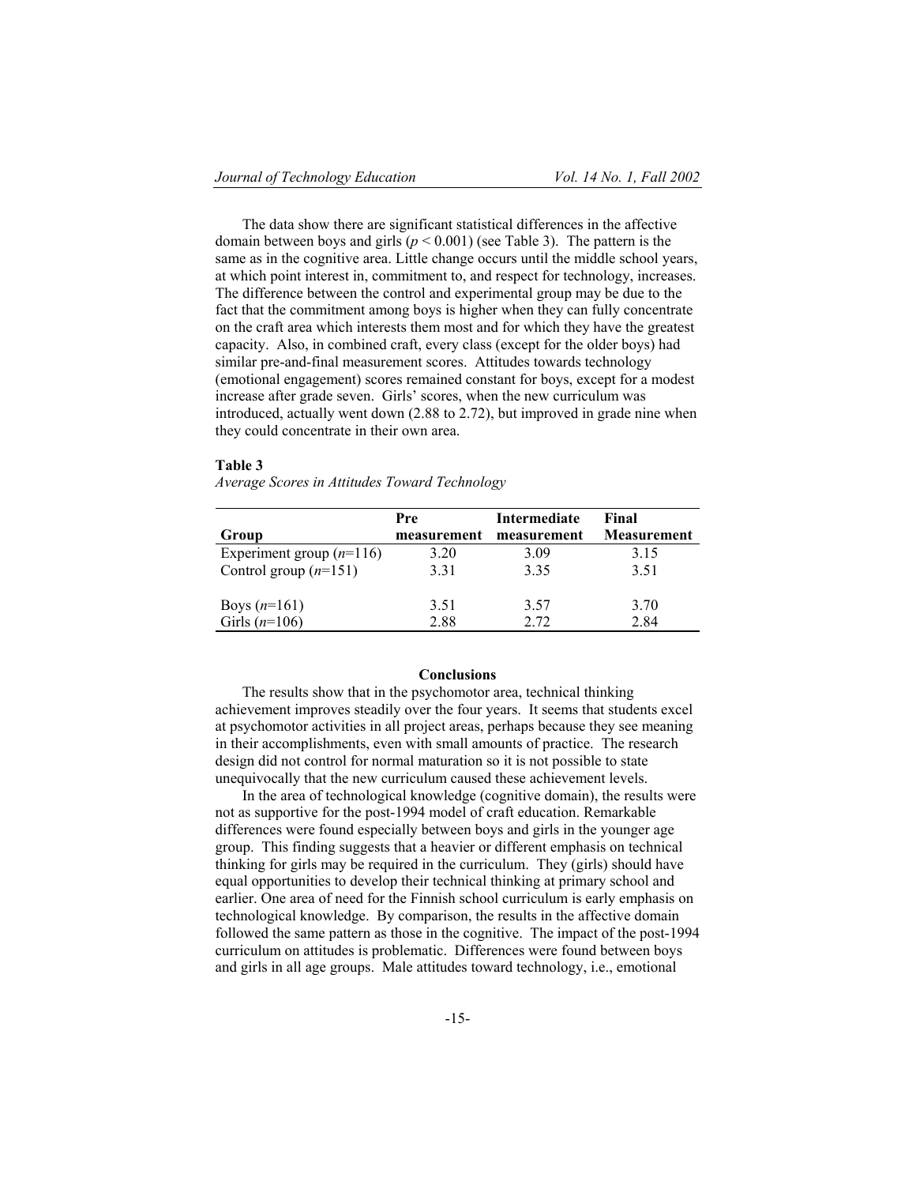The data show there are significant statistical differences in the affective domain between boys and girls ($p < 0.001$) (see Table 3). The pattern is the same as in the cognitive area. Little change occurs until the middle school years, at which point interest in, commitment to, and respect for technology, increases. The difference between the control and experimental group may be due to the fact that the commitment among boys is higher when they can fully concentrate on the craft area which interests them most and for which they have the greatest capacity. Also, in combined craft, every class (except for the older boys) had similar pre-and-final measurement scores. Attitudes towards technology (emotional engagement) scores remained constant for boys, except for a modest increase after grade seven. Girls' scores, when the new curriculum was introduced, actually went down (2.88 to 2.72), but improved in grade nine when they could concentrate in their own area.

**Table 3**
*Average Scores in Attitudes Toward Technology*

| Group | Pre measurement | Intermediate measurement | Final Measurement |
|---|---|---|---|
| Experiment group ($n$=116) | 3.20 | 3.09 | 3.15 |
| Control group ($n$=151) | 3.31 | 3.35 | 3.51 |
| Boys ($n$=161) | 3.51 | 3.57 | 3.70 |
| Girls ($n$=106) | 2.88 | 2.72 | 2.84 |

## Conclusions

The results show that in the psychomotor area, technical thinking achievement improves steadily over the four years. It seems that students excel at psychomotor activities in all project areas, perhaps because they see meaning in their accomplishments, even with small amounts of practice. The research design did not control for normal maturation so it is not possible to state unequivocally that the new curriculum caused these achievement levels.

In the area of technological knowledge (cognitive domain), the results were not as supportive for the post-1994 model of craft education. Remarkable differences were found especially between boys and girls in the younger age group. This finding suggests that a heavier or different emphasis on technical thinking for girls may be required in the curriculum. They (girls) should have equal opportunities to develop their technical thinking at primary school and earlier. One area of need for the Finnish school curriculum is early emphasis on technological knowledge. By comparison, the results in the affective domain followed the same pattern as those in the cognitive. The impact of the post-1994 curriculum on attitudes is problematic. Differences were found between boys and girls in all age groups. Male attitudes toward technology, i.e., emotional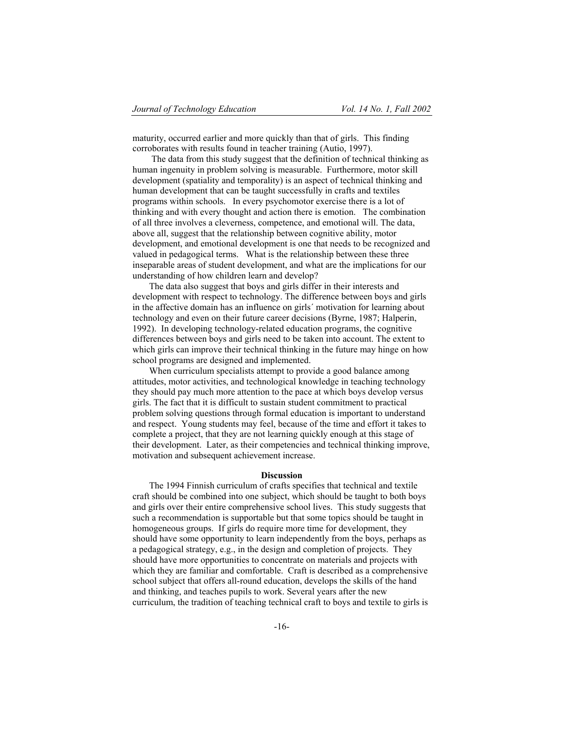maturity, occurred earlier and more quickly than that of girls. This finding corroborates with results found in teacher training (Autio, 1997).

The data from this study suggest that the definition of technical thinking as human ingenuity in problem solving is measurable. Furthermore, motor skill development (spatiality and temporality) is an aspect of technical thinking and human development that can be taught successfully in crafts and textiles programs within schools. In every psychomotor exercise there is a lot of thinking and with every thought and action there is emotion. The combination of all three involves a cleverness, competence, and emotional will. The data, above all, suggest that the relationship between cognitive ability, motor development, and emotional development is one that needs to be recognized and valued in pedagogical terms. What is the relationship between these three inseparable areas of student development, and what are the implications for our understanding of how children learn and develop?

The data also suggest that boys and girls differ in their interests and development with respect to technology. The difference between boys and girls in the affective domain has an influence on girls´ motivation for learning about technology and even on their future career decisions (Byrne, 1987; Halperin, 1992). In developing technology-related education programs, the cognitive differences between boys and girls need to be taken into account. The extent to which girls can improve their technical thinking in the future may hinge on how school programs are designed and implemented.

When curriculum specialists attempt to provide a good balance among attitudes, motor activities, and technological knowledge in teaching technology they should pay much more attention to the pace at which boys develop versus girls. The fact that it is difficult to sustain student commitment to practical problem solving questions through formal education is important to understand and respect. Young students may feel, because of the time and effort it takes to complete a project, that they are not learning quickly enough at this stage of their development. Later, as their competencies and technical thinking improve, motivation and subsequent achievement increase.

## Discussion

The 1994 Finnish curriculum of crafts specifies that technical and textile craft should be combined into one subject, which should be taught to both boys and girls over their entire comprehensive school lives. This study suggests that such a recommendation is supportable but that some topics should be taught in homogeneous groups. If girls do require more time for development, they should have some opportunity to learn independently from the boys, perhaps as a pedagogical strategy, e.g., in the design and completion of projects. They should have more opportunities to concentrate on materials and projects with which they are familiar and comfortable. Craft is described as a comprehensive school subject that offers all-round education, develops the skills of the hand and thinking, and teaches pupils to work. Several years after the new curriculum, the tradition of teaching technical craft to boys and textile to girls is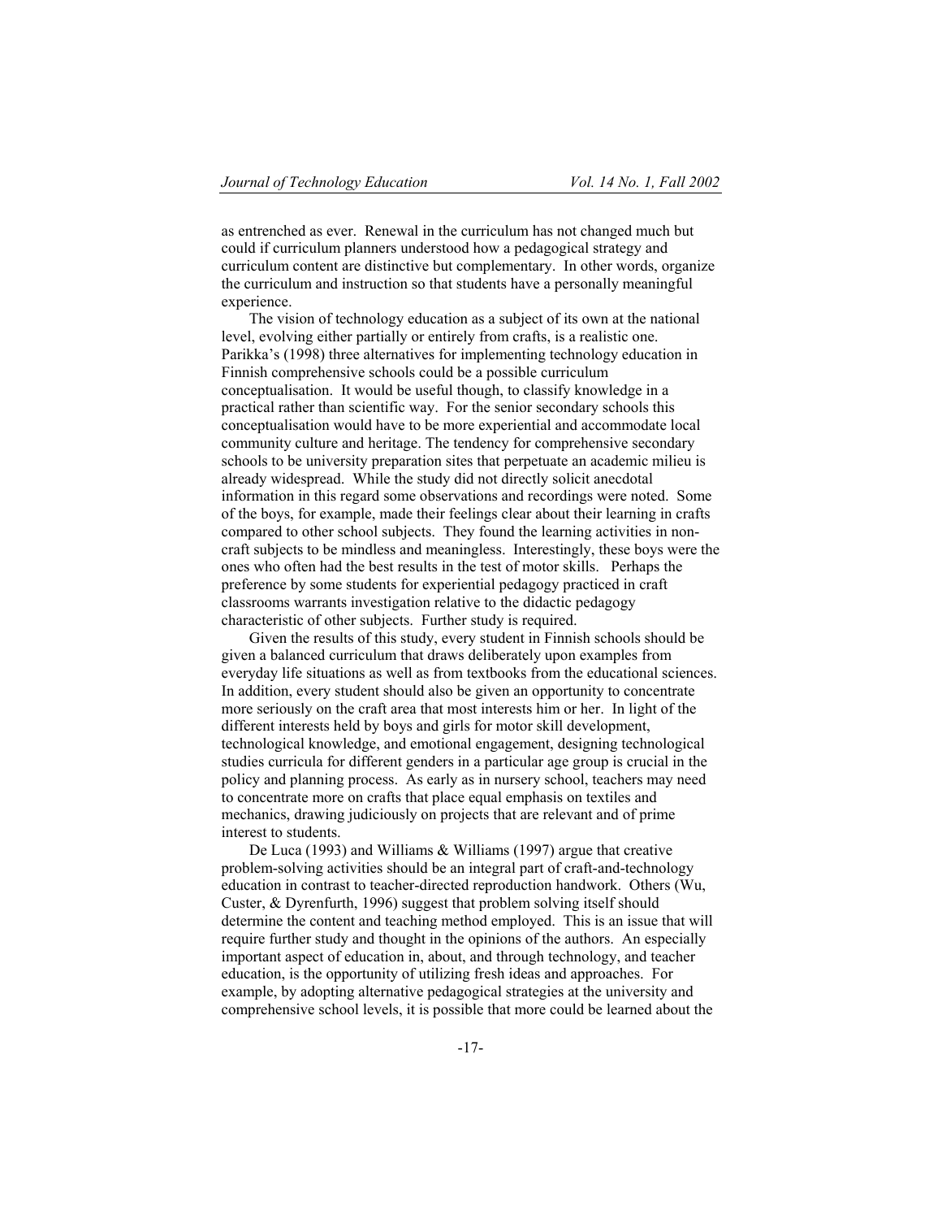as entrenched as ever. Renewal in the curriculum has not changed much but could if curriculum planners understood how a pedagogical strategy and curriculum content are distinctive but complementary. In other words, organize the curriculum and instruction so that students have a personally meaningful experience.

The vision of technology education as a subject of its own at the national level, evolving either partially or entirely from crafts, is a realistic one. Parikka's (1998) three alternatives for implementing technology education in Finnish comprehensive schools could be a possible curriculum conceptualisation. It would be useful though, to classify knowledge in a practical rather than scientific way. For the senior secondary schools this conceptualisation would have to be more experiential and accommodate local community culture and heritage. The tendency for comprehensive secondary schools to be university preparation sites that perpetuate an academic milieu is already widespread. While the study did not directly solicit anecdotal information in this regard some observations and recordings were noted. Some of the boys, for example, made their feelings clear about their learning in crafts compared to other school subjects. They found the learning activities in non-craft subjects to be mindless and meaningless. Interestingly, these boys were the ones who often had the best results in the test of motor skills. Perhaps the preference by some students for experiential pedagogy practiced in craft classrooms warrants investigation relative to the didactic pedagogy characteristic of other subjects. Further study is required.

Given the results of this study, every student in Finnish schools should be given a balanced curriculum that draws deliberately upon examples from everyday life situations as well as from textbooks from the educational sciences. In addition, every student should also be given an opportunity to concentrate more seriously on the craft area that most interests him or her. In light of the different interests held by boys and girls for motor skill development, technological knowledge, and emotional engagement, designing technological studies curricula for different genders in a particular age group is crucial in the policy and planning process. As early as in nursery school, teachers may need to concentrate more on crafts that place equal emphasis on textiles and mechanics, drawing judiciously on projects that are relevant and of prime interest to students.

De Luca (1993) and Williams & Williams (1997) argue that creative problem-solving activities should be an integral part of craft-and-technology education in contrast to teacher-directed reproduction handwork. Others (Wu, Custer, & Dyrenfurth, 1996) suggest that problem solving itself should determine the content and teaching method employed. This is an issue that will require further study and thought in the opinions of the authors. An especially important aspect of education in, about, and through technology, and teacher education, is the opportunity of utilizing fresh ideas and approaches. For example, by adopting alternative pedagogical strategies at the university and comprehensive school levels, it is possible that more could be learned about the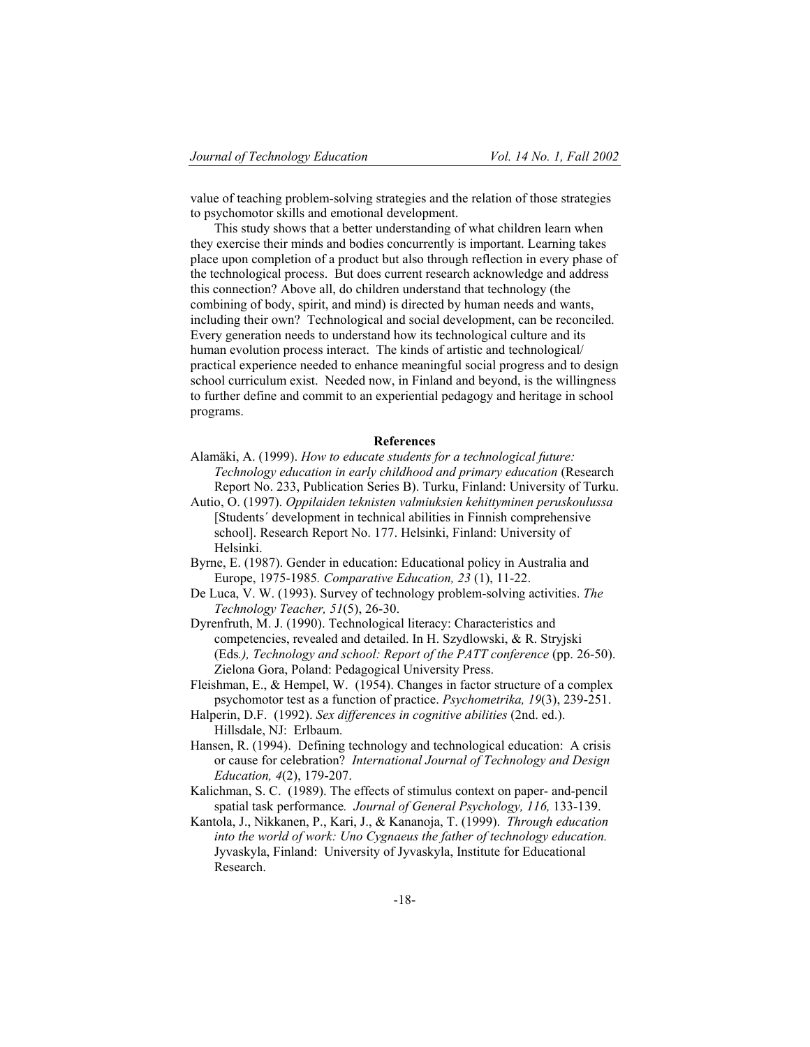value of teaching problem-solving strategies and the relation of those strategies to psychomotor skills and emotional development.

This study shows that a better understanding of what children learn when they exercise their minds and bodies concurrently is important. Learning takes place upon completion of a product but also through reflection in every phase of the technological process. But does current research acknowledge and address this connection? Above all, do children understand that technology (the combining of body, spirit, and mind) is directed by human needs and wants, including their own? Technological and social development, can be reconciled. Every generation needs to understand how its technological culture and its human evolution process interact. The kinds of artistic and technological/ practical experience needed to enhance meaningful social progress and to design school curriculum exist. Needed now, in Finland and beyond, is the willingness to further define and commit to an experiential pedagogy and heritage in school programs.

## References

Alamäki, A. (1999). *How to educate students for a technological future: Technology education in early childhood and primary education* (Research Report No. 233, Publication Series B). Turku, Finland: University of Turku.

Autio, O. (1997). *Oppilaiden teknisten valmiuksien kehittyminen peruskoulussa* [Students´ development in technical abilities in Finnish comprehensive school]. Research Report No. 177. Helsinki, Finland: University of Helsinki.

Byrne, E. (1987). Gender in education: Educational policy in Australia and Europe, 1975-1985*. Comparative Education, 23* (1), 11-22.

De Luca, V. W. (1993). Survey of technology problem-solving activities. *The Technology Teacher, 51*(5), 26-30.

Dyrenfruth, M. J. (1990). Technological literacy: Characteristics and competencies, revealed and detailed. In H. Szydlowski, & R. Stryjski (Eds*.), Technology and school: Report of the PATT conference* (pp. 26-50). Zielona Gora, Poland: Pedagogical University Press.

Fleishman, E., & Hempel, W. (1954). Changes in factor structure of a complex psychomotor test as a function of practice. *Psychometrika, 19*(3), 239-251.

Halperin, D.F. (1992). *Sex differences in cognitive abilities* (2nd. ed.). Hillsdale, NJ: Erlbaum.

Hansen, R. (1994). Defining technology and technological education: A crisis or cause for celebration? *International Journal of Technology and Design Education, 4*(2), 179-207.

Kalichman, S. C. (1989). The effects of stimulus context on paper- and-pencil spatial task performance*. Journal of General Psychology, 116,* 133-139.

Kantola, J., Nikkanen, P., Kari, J., & Kananoja, T. (1999). *Through education into the world of work: Uno Cygnaeus the father of technology education.* Jyvaskyla, Finland: University of Jyvaskyla, Institute for Educational Research.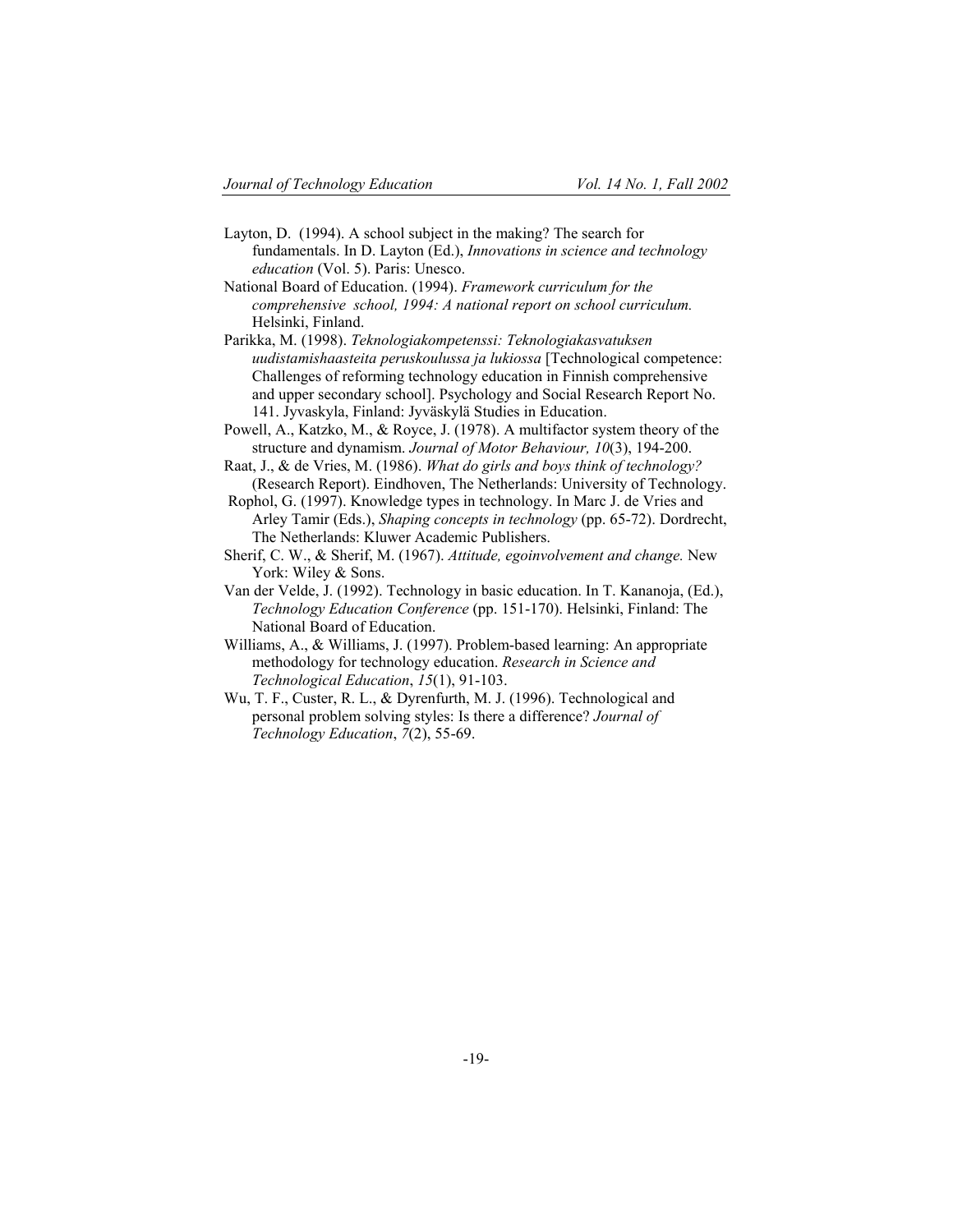Layton, D. (1994). A school subject in the making? The search for fundamentals. In D. Layton (Ed.), *Innovations in science and technology education* (Vol. 5). Paris: Unesco.

National Board of Education. (1994). *Framework curriculum for the comprehensive school, 1994: A national report on school curriculum.* Helsinki, Finland.

Parikka, M. (1998). *Teknologiakompetenssi: Teknologiakasvatuksen uudistamishaasteita peruskoulussa ja lukiossa* [Technological competence: Challenges of reforming technology education in Finnish comprehensive and upper secondary school]. Psychology and Social Research Report No. 141. Jyvaskyla, Finland: Jyväskylä Studies in Education.

Powell, A., Katzko, M., & Royce, J. (1978). A multifactor system theory of the structure and dynamism. *Journal of Motor Behaviour, 10*(3), 194-200.

Raat, J., & de Vries, M. (1986). *What do girls and boys think of technology?* (Research Report). Eindhoven, The Netherlands: University of Technology.

Rophol, G. (1997). Knowledge types in technology. In Marc J. de Vries and Arley Tamir (Eds.), *Shaping concepts in technology* (pp. 65-72). Dordrecht, The Netherlands: Kluwer Academic Publishers.

Sherif, C. W., & Sherif, M. (1967). *Attitude, egoinvolvement and change.* New York: Wiley & Sons.

Van der Velde, J. (1992). Technology in basic education. In T. Kananoja, (Ed.), *Technology Education Conference* (pp. 151-170). Helsinki, Finland: The National Board of Education.

Williams, A., & Williams, J. (1997). Problem-based learning: An appropriate methodology for technology education. *Research in Science and Technological Education*, *15*(1), 91-103.

Wu, T. F., Custer, R. L., & Dyrenfurth, M. J. (1996). Technological and personal problem solving styles: Is there a difference? *Journal of Technology Education*, *7*(2), 55-69.